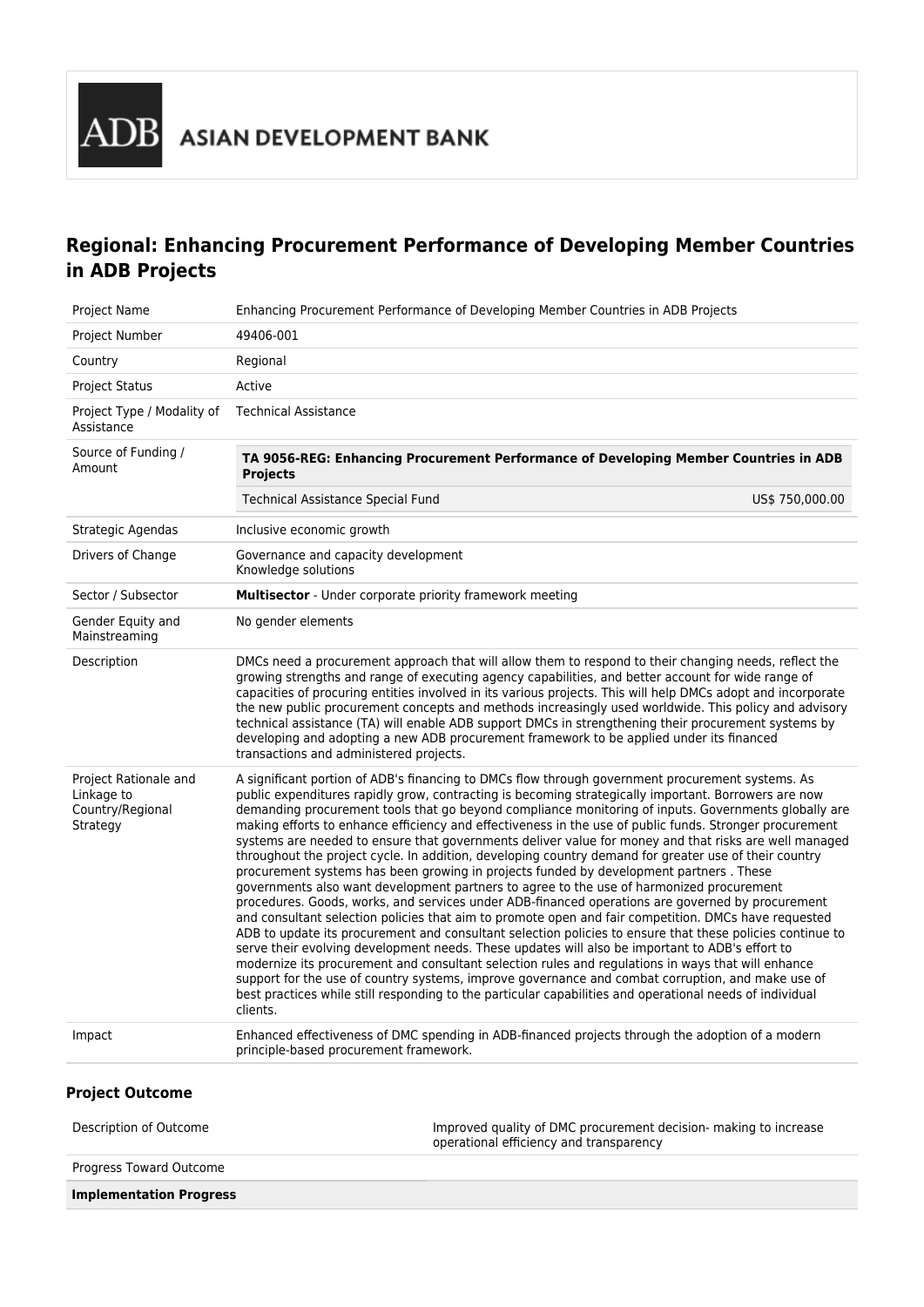# Regional: Enhancing Procurement Performance of Developing Member Countries in ADB Projects

| | |
|---|---|
| Project Name | Enhancing Procurement Performance of Developing Member Countries in ADB Projects |
| Project Number | 49406-001 |
| Country | Regional |
| Project Status | Active |
| Project Type / Modality of Assistance | Technical Assistance |
| Source of Funding / Amount | **TA 9056-REG: Enhancing Procurement Performance of Developing Member Countries in ADB Projects** <br> Technical Assistance Special Fund US$ 750,000.00 |
| Strategic Agendas | Inclusive economic growth |
| Drivers of Change | Governance and capacity development <br> Knowledge solutions |
| Sector / Subsector | **Multisector** - Under corporate priority framework meeting |
| Gender Equity and Mainstreaming | No gender elements |
| Description | DMCs need a procurement approach that will allow them to respond to their changing needs, reflect the growing strengths and range of executing agency capabilities, and better account for wide range of capacities of procuring entities involved in its various projects. This will help DMCs adopt and incorporate the new public procurement concepts and methods increasingly used worldwide. This policy and advisory technical assistance (TA) will enable ADB support DMCs in strengthening their procurement systems by developing and adopting a new ADB procurement framework to be applied under its financed transactions and administered projects. |
| Project Rationale and Linkage to Country/Regional Strategy | A significant portion of ADB's financing to DMCs flow through government procurement systems. As public expenditures rapidly grow, contracting is becoming strategically important. Borrowers are now demanding procurement tools that go beyond compliance monitoring of inputs. Governments globally are making efforts to enhance efficiency and effectiveness in the use of public funds. Stronger procurement systems are needed to ensure that governments deliver value for money and that risks are well managed throughout the project cycle. In addition, developing country demand for greater use of their country procurement systems has been growing in projects funded by development partners . These governments also want development partners to agree to the use of harmonized procurement procedures. Goods, works, and services under ADB-financed operations are governed by procurement and consultant selection policies that aim to promote open and fair competition. DMCs have requested ADB to update its procurement and consultant selection policies to ensure that these policies continue to serve their evolving development needs. These updates will also be important to ADB's effort to modernize its procurement and consultant selection rules and regulations in ways that will enhance support for the use of country systems, improve governance and combat corruption, and make use of best practices while still responding to the particular capabilities and operational needs of individual clients. |
| Impact | Enhanced effectiveness of DMC spending in ADB-financed projects through the adoption of a modern principle-based procurement framework. |

### Project Outcome

| | |
|---|---|
| Description of Outcome | Improved quality of DMC procurement decision- making to increase operational efficiency and transparency |
| Progress Toward Outcome | |
| **Implementation Progress** | |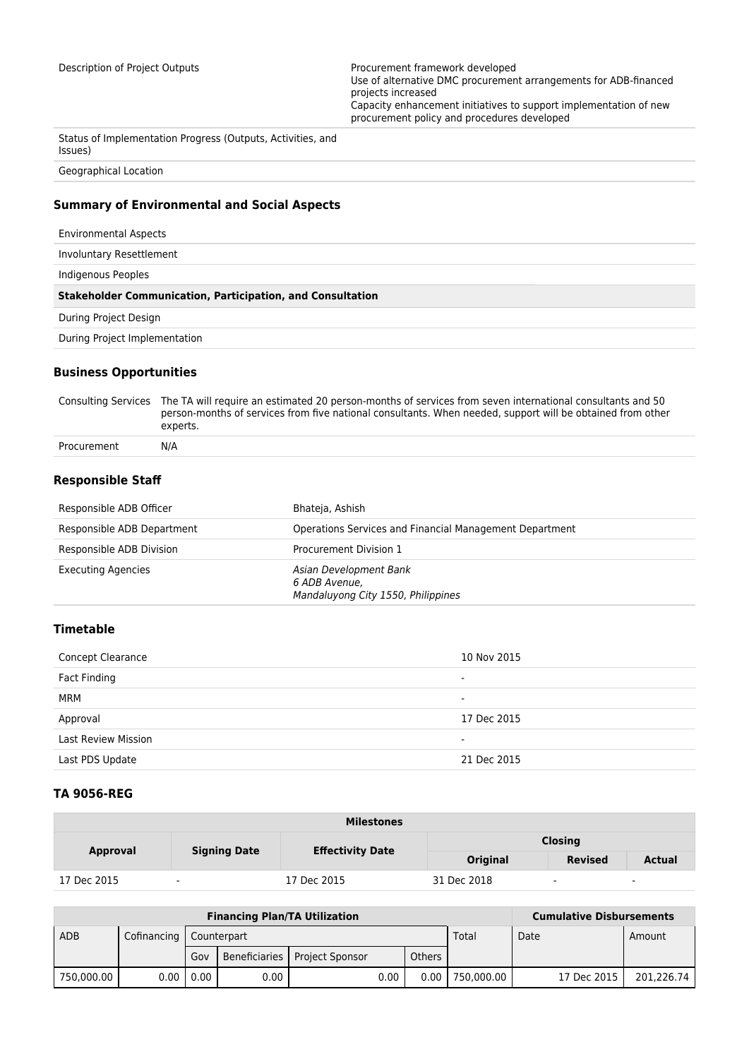| | |
|---|---|
| Description of Project Outputs | Procurement framework developed<br>Use of alternative DMC procurement arrangements for ADB-financed projects increased<br>Capacity enhancement initiatives to support implementation of new procurement policy and procedures developed |
| Status of Implementation Progress (Outputs, Activities, and Issues) | |
| Geographical Location | |

### Summary of Environmental and Social Aspects

| | |
|---|---|
| Environmental Aspects | |
| Involuntary Resettlement | |
| Indigenous Peoples | |
| **Stakeholder Communication, Participation, and Consultation** | |
| During Project Design | |
| During Project Implementation | |

### Business Opportunities

| | |
|---|---|
| Consulting Services | The TA will require an estimated 20 person-months of services from seven international consultants and 50 person-months of services from five national consultants. When needed, support will be obtained from other experts. |
| Procurement | N/A |

### Responsible Staff

| | |
|---|---|
| Responsible ADB Officer | Bhateja, Ashish |
| Responsible ADB Department | Operations Services and Financial Management Department |
| Responsible ADB Division | Procurement Division 1 |
| Executing Agencies | *Asian Development Bank*<br>*6 ADB Avenue,*<br>*Mandaluyong City 1550, Philippines* |

### Timetable

| | |
|---|---|
| Concept Clearance | 10 Nov 2015 |
| Fact Finding | - |
| MRM | - |
| Approval | 17 Dec 2015 |
| Last Review Mission | - |
| Last PDS Update | 21 Dec 2015 |

### TA 9056-REG

| Milestones | | | | | |
|---|---|---|---|---|---|
| **Approval** | **Signing Date** | **Effectivity Date** | **Closing** | | |
| | | | **Original** | **Revised** | **Actual** |
| 17 Dec 2015 | - | 17 Dec 2015 | 31 Dec 2018 | - | - |

| **Financing Plan/TA Utilization** | | | | | | | **Cumulative Disbursements** | |
|---|---|---|---|---|---|---|---|---|
| ADB | Cofinancing | Counterpart | | | | Total | Date | Amount |
| | | Gov | Beneficiaries | Project Sponsor | Others | | | |
| 750,000.00 | 0.00 | 0.00 | 0.00 | 0.00 | 0.00 | 750,000.00 | 17 Dec 2015 | 201,226.74 |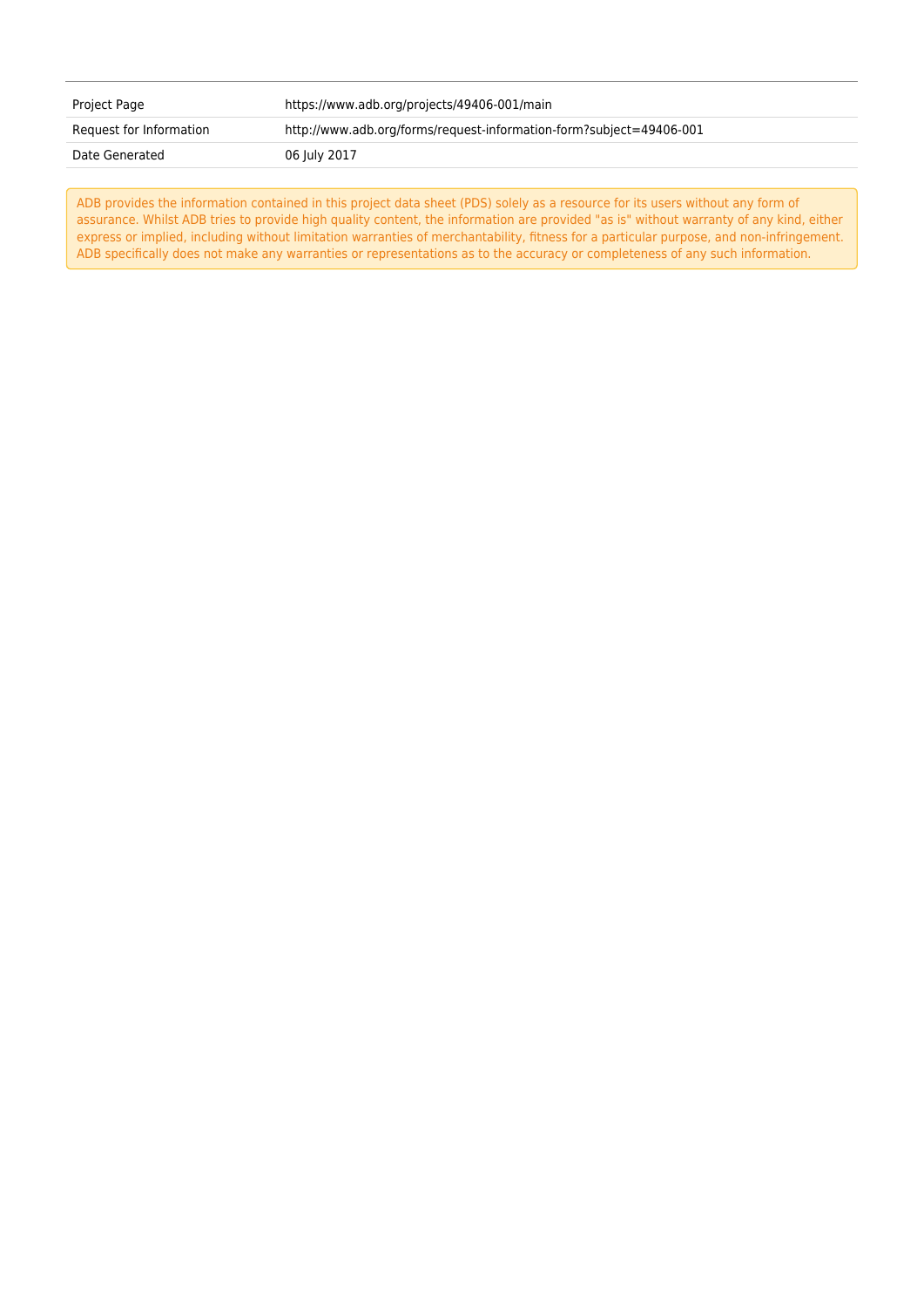| | |
|---|---|
| Project Page | https://www.adb.org/projects/49406-001/main |
| Request for Information | http://www.adb.org/forms/request-information-form?subject=49406-001 |
| Date Generated | 06 July 2017 |

ADB provides the information contained in this project data sheet (PDS) solely as a resource for its users without any form of assurance. Whilst ADB tries to provide high quality content, the information are provided "as is" without warranty of any kind, either express or implied, including without limitation warranties of merchantability, fitness for a particular purpose, and non-infringement. ADB specifically does not make any warranties or representations as to the accuracy or completeness of any such information.